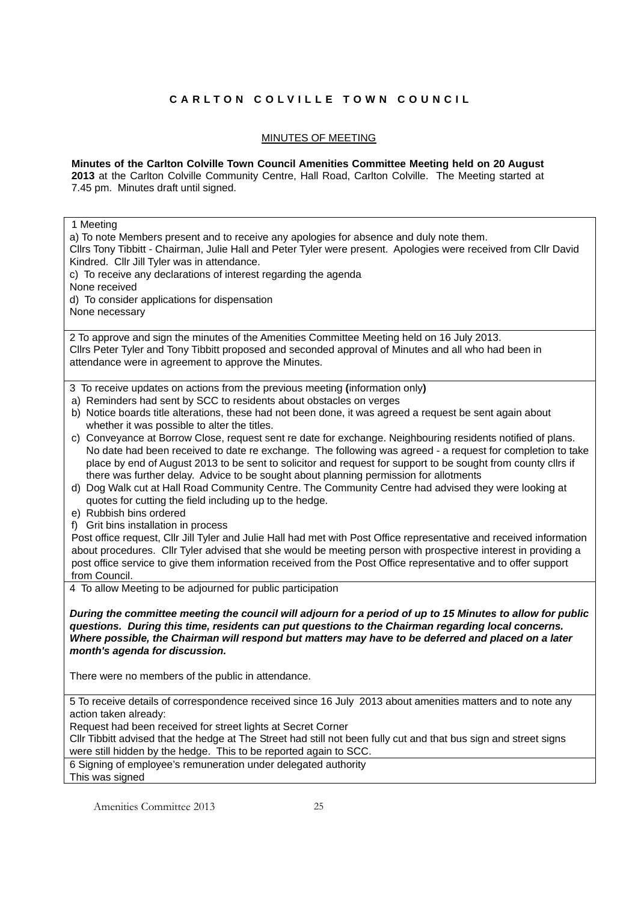# C A R L T O N   C O L V I L L E   T O W N   C O U N C I L

## MINUTES OF MEETING

**Minutes of the Carlton Colville Town Council Amenities Committee Meeting held on 20 August 2013** at the Carlton Colville Community Centre, Hall Road, Carlton Colville. The Meeting started at 7.45 pm. Minutes draft until signed.

1 Meeting

a) To note Members present and to receive any apologies for absence and duly note them.

Cllrs Tony Tibbitt - Chairman, Julie Hall and Peter Tyler were present. Apologies were received from Cllr David Kindred. Cllr Jill Tyler was in attendance.

c) To receive any declarations of interest regarding the agenda

None received

d) To consider applications for dispensation

None necessary

2 To approve and sign the minutes of the Amenities Committee Meeting held on 16 July 2013.

Cllrs Peter Tyler and Tony Tibbitt proposed and seconded approval of Minutes and all who had been in attendance were in agreement to approve the Minutes.

3 To receive updates on actions from the previous meeting **(**information only**)**

a) Reminders had sent by SCC to residents about obstacles on verges
b) Notice boards title alterations, these had not been done, it was agreed a request be sent again about whether it was possible to alter the titles.
c) Conveyance at Borrow Close, request sent re date for exchange. Neighbouring residents notified of plans. No date had been received to date re exchange. The following was agreed - a request for completion to take place by end of August 2013 to be sent to solicitor and request for support to be sought from county cllrs if there was further delay. Advice to be sought about planning permission for allotments
d) Dog Walk cut at Hall Road Community Centre. The Community Centre had advised they were looking at quotes for cutting the field including up to the hedge.
e) Rubbish bins ordered
f) Grit bins installation in process

Post office request, Cllr Jill Tyler and Julie Hall had met with Post Office representative and received information about procedures. Cllr Tyler advised that she would be meeting person with prospective interest in providing a post office service to give them information received from the Post Office representative and to offer support from Council.

4 To allow Meeting to be adjourned for public participation

***During the committee meeting the council will adjourn for a period of up to 15 Minutes to allow for public questions. During this time, residents can put questions to the Chairman regarding local concerns. Where possible, the Chairman will respond but matters may have to be deferred and placed on a later month's agenda for discussion.***

There were no members of the public in attendance.

5 To receive details of correspondence received since 16 July 2013 about amenities matters and to note any action taken already:

Request had been received for street lights at Secret Corner

Cllr Tibbitt advised that the hedge at The Street had still not been fully cut and that bus sign and street signs were still hidden by the hedge. This to be reported again to SCC.

6 Signing of employee's remuneration under delegated authority

This was signed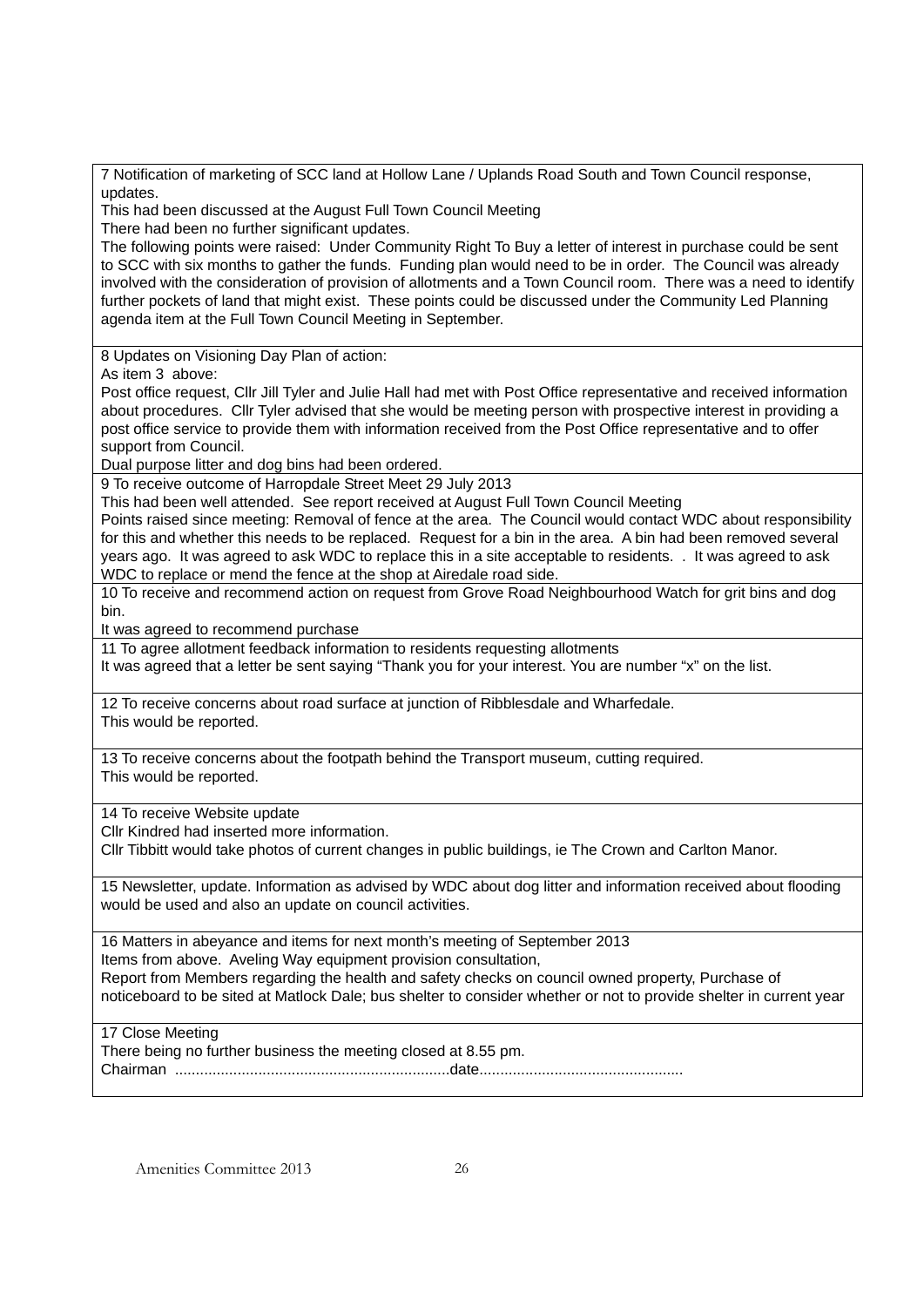7 Notification of marketing of SCC land at Hollow Lane / Uplands Road South and Town Council response, updates.
This had been discussed at the August Full Town Council Meeting
There had been no further significant updates.
The following points were raised: Under Community Right To Buy a letter of interest in purchase could be sent to SCC with six months to gather the funds. Funding plan would need to be in order. The Council was already involved with the consideration of provision of allotments and a Town Council room. There was a need to identify further pockets of land that might exist. These points could be discussed under the Community Led Planning agenda item at the Full Town Council Meeting in September.

8 Updates on Visioning Day Plan of action:
As item 3 above:
Post office request, Cllr Jill Tyler and Julie Hall had met with Post Office representative and received information about procedures. Cllr Tyler advised that she would be meeting person with prospective interest in providing a post office service to provide them with information received from the Post Office representative and to offer support from Council.
Dual purpose litter and dog bins had been ordered.

9 To receive outcome of Harropdale Street Meet 29 July 2013
This had been well attended. See report received at August Full Town Council Meeting
Points raised since meeting: Removal of fence at the area. The Council would contact WDC about responsibility for this and whether this needs to be replaced. Request for a bin in the area. A bin had been removed several years ago. It was agreed to ask WDC to replace this in a site acceptable to residents. . It was agreed to ask WDC to replace or mend the fence at the shop at Airedale road side.

10 To receive and recommend action on request from Grove Road Neighbourhood Watch for grit bins and dog bin.
It was agreed to recommend purchase

11 To agree allotment feedback information to residents requesting allotments
It was agreed that a letter be sent saying "Thank you for your interest. You are number "x" on the list.

12 To receive concerns about road surface at junction of Ribblesdale and Wharfedale.
This would be reported.

13 To receive concerns about the footpath behind the Transport museum, cutting required.
This would be reported.

14 To receive Website update
Cllr Kindred had inserted more information.
Cllr Tibbitt would take photos of current changes in public buildings, ie The Crown and Carlton Manor.

15 Newsletter, update. Information as advised by WDC about dog litter and information received about flooding would be used and also an update on council activities.

16 Matters in abeyance and items for next month's meeting of September 2013
Items from above. Aveling Way equipment provision consultation,
Report from Members regarding the health and safety checks on council owned property, Purchase of noticeboard to be sited at Matlock Dale; bus shelter to consider whether or not to provide shelter in current year

17 Close Meeting
There being no further business the meeting closed at 8.55 pm.
Chairman ..................................................................date.................................................